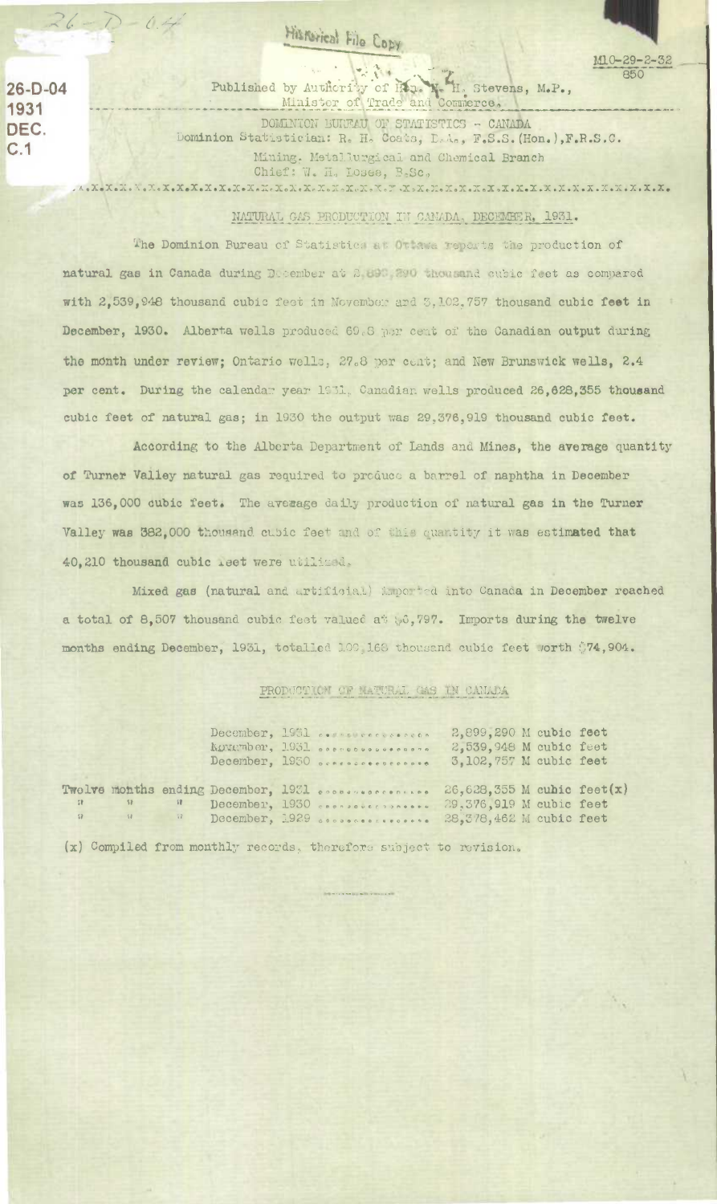26-D-04
1931
DEC.
C.1

Historical File Copy

M10-29-2-32
850

Published by Authority of Hon. H. H. Stevens, M.P.,
Minister of Trade and Commerce.

DOMINION BUREAU OF STATISTICS - CANADA
Dominion Statistician: R. H. Coats, B.A., F.S.S.(Hon.),F.R.S.C.
Mining, Metallurgical and Chemical Branch
Chief: W. H. Losee, B.Sc.

## NATURAL GAS PRODUCTION IN CANADA, DECEMBER, 1931.

The Dominion Bureau of Statistics at Ottawa reports the production of natural gas in Canada during December at 2,899,290 thousand cubic feet as compared with 2,539,948 thousand cubic feet in November and 3,102,757 thousand cubic feet in December, 1930. Alberta wells produced 69.8 per cent of the Canadian output during the month under review; Ontario wells, 27.8 per cent; and New Brunswick wells, 2.4 per cent. During the calendar year 1931, Canadian wells produced 26,628,355 thousand cubic feet of natural gas; in 1930 the output was 29,376,919 thousand cubic feet.

According to the Alberta Department of Lands and Mines, the average quantity of Turner Valley natural gas required to produce a barrel of naphtha in December was 136,000 cubic feet. The average daily production of natural gas in the Turner Valley was 382,000 thousand cubic feet and of this quantity it was estimated that 40,210 thousand cubic feet were utilized.

Mixed gas (natural and artificial) imported into Canada in December reached a total of 8,507 thousand cubic feet valued at $6,797. Imports during the twelve months ending December, 1931, totalled 100,168 thousand cubic feet worth $74,904.

### PRODUCTION OF NATURAL GAS IN CANADA

| | |
|---|---|
| December, 1931 | 2,899,290 M cubic feet |
| November, 1931 | 2,539,948 M cubic feet |
| December, 1930 | 3,102,757 M cubic feet |
| Twelve months ending December, 1931 | 26,628,355 M cubic feet(x) |
| " " " December, 1930 | 29,376,919 M cubic feet |
| " " " December, 1929 | 28,378,462 M cubic feet |

(x) Compiled from monthly records, therefore subject to revision.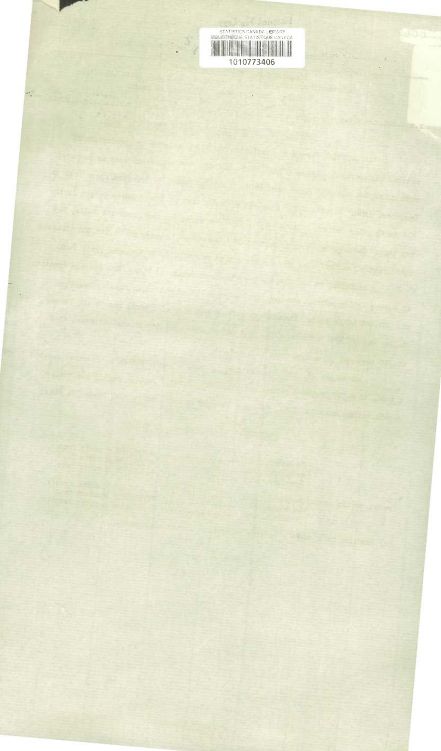STATISTICS CANADA LIBRARY
BIBLIOTHÈQUE STATISTIQUE CANADA

1010773406